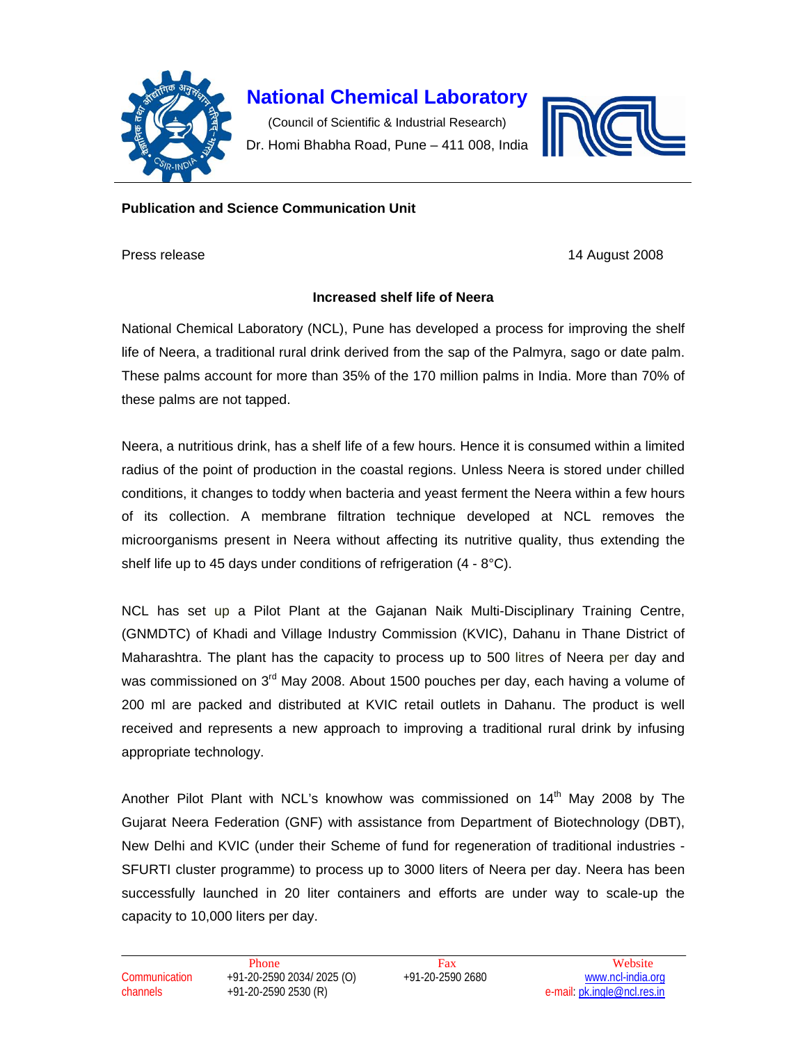# National Chemical Laboratory

(Council of Scientific & Industrial Research)

Dr. Homi Bhabha Road, Pune – 411 008, India

**Publication and Science Communication Unit**

Press release

14 August 2008

**Increased shelf life of Neera**

National Chemical Laboratory (NCL), Pune has developed a process for improving the shelf life of Neera, a traditional rural drink derived from the sap of the Palmyra, sago or date palm. These palms account for more than 35% of the 170 million palms in India. More than 70% of these palms are not tapped.

Neera, a nutritious drink, has a shelf life of a few hours. Hence it is consumed within a limited radius of the point of production in the coastal regions. Unless Neera is stored under chilled conditions, it changes to toddy when bacteria and yeast ferment the Neera within a few hours of its collection. A membrane filtration technique developed at NCL removes the microorganisms present in Neera without affecting its nutritive quality, thus extending the shelf life up to 45 days under conditions of refrigeration (4 - 8°C).

NCL has set up a Pilot Plant at the Gajanan Naik Multi-Disciplinary Training Centre, (GNMDTC) of Khadi and Village Industry Commission (KVIC), Dahanu in Thane District of Maharashtra. The plant has the capacity to process up to 500 litres of Neera per day and was commissioned on 3rd May 2008. About 1500 pouches per day, each having a volume of 200 ml are packed and distributed at KVIC retail outlets in Dahanu. The product is well received and represents a new approach to improving a traditional rural drink by infusing appropriate technology.

Another Pilot Plant with NCL's knowhow was commissioned on 14th May 2008 by The Gujarat Neera Federation (GNF) with assistance from Department of Biotechnology (DBT), New Delhi and KVIC (under their Scheme of fund for regeneration of traditional industries - SFURTI cluster programme) to process up to 3000 liters of Neera per day. Neera has been successfully launched in 20 liter containers and efforts are under way to scale-up the capacity to 10,000 liters per day.

| Communication channels | Phone | Fax | Website |
|---|---|---|---|
| | +91-20-2590 2034/ 2025 (O) | +91-20-2590 2680 | www.ncl-india.org |
| | +91-20-2590 2530 (R) | | e-mail: pk.ingle@ncl.res.in |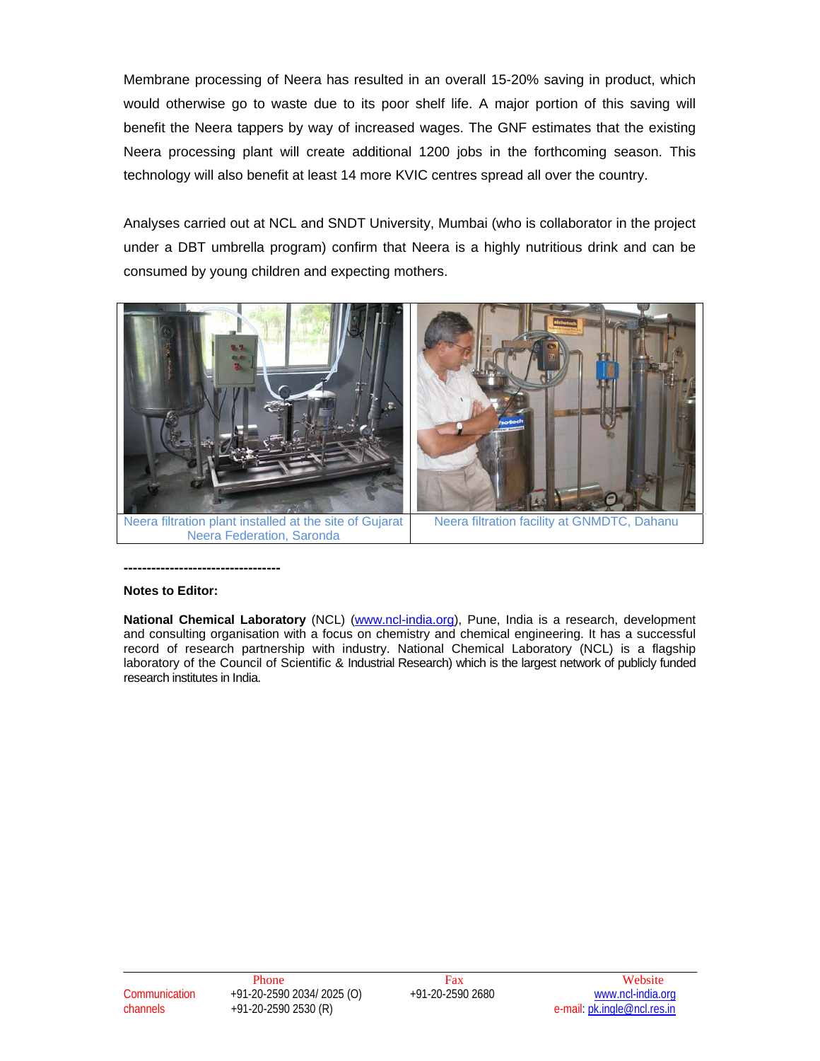Membrane processing of Neera has resulted in an overall 15-20% saving in product, which would otherwise go to waste due to its poor shelf life. A major portion of this saving will benefit the Neera tappers by way of increased wages. The GNF estimates that the existing Neera processing plant will create additional 1200 jobs in the forthcoming season. This technology will also benefit at least 14 more KVIC centres spread all over the country.

Analyses carried out at NCL and SNDT University, Mumbai (who is collaborator in the project under a DBT umbrella program) confirm that Neera is a highly nutritious drink and can be consumed by young children and expecting mothers.

Neera filtration plant installed at the site of Gujarat Neera Federation, Saronda

Neera filtration facility at GNMDTC, Dahanu

----------------------------------

**Notes to Editor:**

**National Chemical Laboratory** (NCL) (www.ncl-india.org), Pune, India is a research, development and consulting organisation with a focus on chemistry and chemical engineering. It has a successful record of research partnership with industry. National Chemical Laboratory (NCL) is a flagship laboratory of the Council of Scientific & Industrial Research) which is the largest network of publicly funded research institutes in India.

| | Phone | Fax | Website |
|---|---|---|---|
| Communication channels | +91-20-2590 2034/ 2025 (O)<br>+91-20-2590 2530 (R) | +91-20-2590 2680 | www.ncl-india.org<br>e-mail: pk.ingle@ncl.res.in |